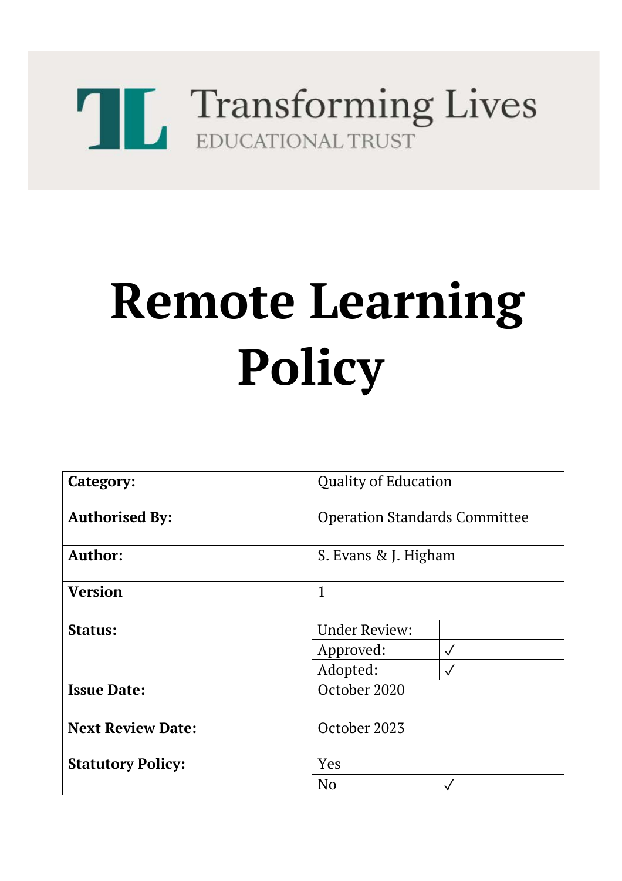Transforming Lives
EDUCATIONAL TRUST

# Remote Learning Policy

| | | |
|---|---|---|
| **Category:** | Quality of Education | |
| **Authorised By:** | Operation Standards Committee | |
| **Author:** | S. Evans & J. Higham | |
| **Version** | 1 | |
| **Status:** | Under Review: | |
| | Approved: | ✓ |
| | Adopted: | ✓ |
| **Issue Date:** | October 2020 | |
| **Next Review Date:** | October 2023 | |
| **Statutory Policy:** | Yes | |
| | No | ✓ |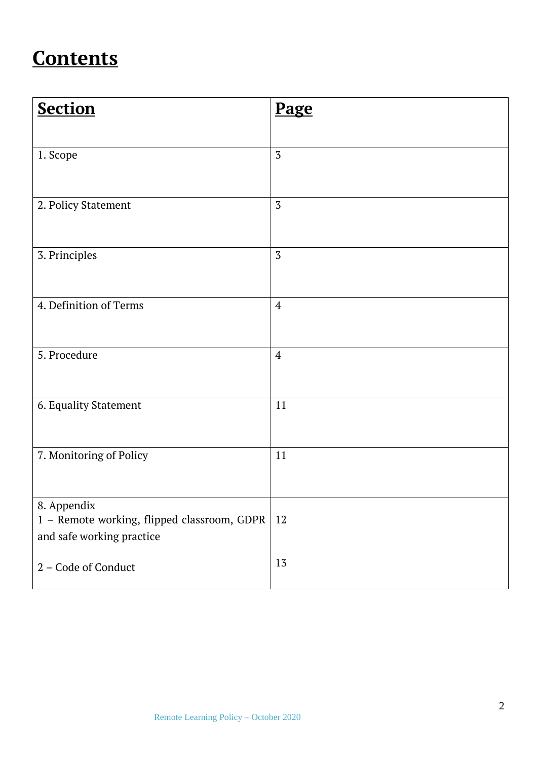# Contents

| Section | Page |
|---|---|
| 1. Scope | 3 |
| 2. Policy Statement | 3 |
| 3. Principles | 3 |
| 4. Definition of Terms | 4 |
| 5. Procedure | 4 |
| 6. Equality Statement | 11 |
| 7. Monitoring of Policy | 11 |
| 8. Appendix<br>1 – Remote working, flipped classroom, GDPR and safe working practice<br><br>2 – Code of Conduct | <br>12<br><br>13 |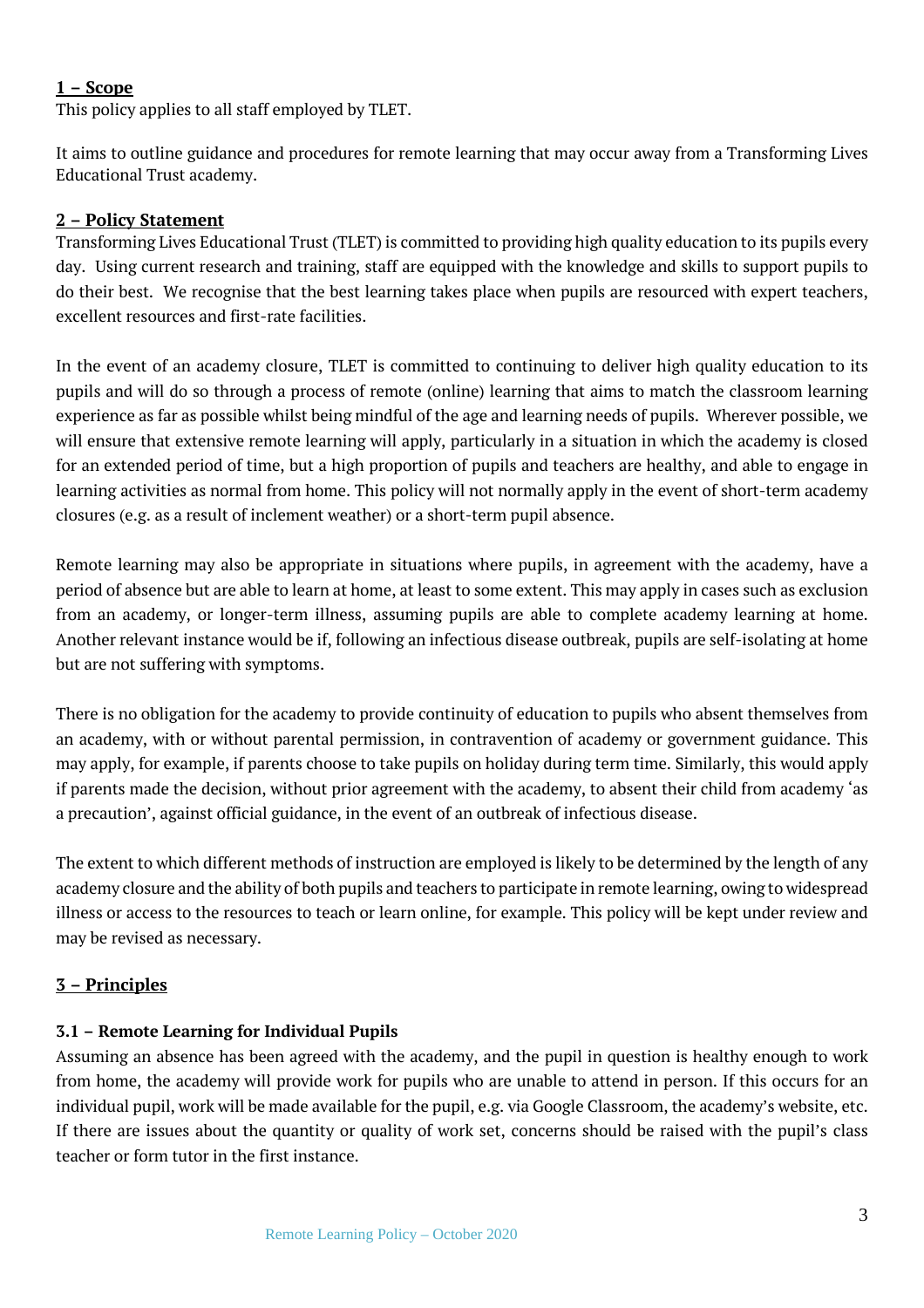## 1 – Scope

This policy applies to all staff employed by TLET.

It aims to outline guidance and procedures for remote learning that may occur away from a Transforming Lives Educational Trust academy.

## 2 – Policy Statement

Transforming Lives Educational Trust (TLET) is committed to providing high quality education to its pupils every day. Using current research and training, staff are equipped with the knowledge and skills to support pupils to do their best. We recognise that the best learning takes place when pupils are resourced with expert teachers, excellent resources and first-rate facilities.

In the event of an academy closure, TLET is committed to continuing to deliver high quality education to its pupils and will do so through a process of remote (online) learning that aims to match the classroom learning experience as far as possible whilst being mindful of the age and learning needs of pupils. Wherever possible, we will ensure that extensive remote learning will apply, particularly in a situation in which the academy is closed for an extended period of time, but a high proportion of pupils and teachers are healthy, and able to engage in learning activities as normal from home. This policy will not normally apply in the event of short-term academy closures (e.g. as a result of inclement weather) or a short-term pupil absence.

Remote learning may also be appropriate in situations where pupils, in agreement with the academy, have a period of absence but are able to learn at home, at least to some extent. This may apply in cases such as exclusion from an academy, or longer-term illness, assuming pupils are able to complete academy learning at home. Another relevant instance would be if, following an infectious disease outbreak, pupils are self-isolating at home but are not suffering with symptoms.

There is no obligation for the academy to provide continuity of education to pupils who absent themselves from an academy, with or without parental permission, in contravention of academy or government guidance. This may apply, for example, if parents choose to take pupils on holiday during term time. Similarly, this would apply if parents made the decision, without prior agreement with the academy, to absent their child from academy 'as a precaution', against official guidance, in the event of an outbreak of infectious disease.

The extent to which different methods of instruction are employed is likely to be determined by the length of any academy closure and the ability of both pupils and teachers to participate in remote learning, owing to widespread illness or access to the resources to teach or learn online, for example. This policy will be kept under review and may be revised as necessary.

## 3 – Principles

### 3.1 – Remote Learning for Individual Pupils

Assuming an absence has been agreed with the academy, and the pupil in question is healthy enough to work from home, the academy will provide work for pupils who are unable to attend in person. If this occurs for an individual pupil, work will be made available for the pupil, e.g. via Google Classroom, the academy's website, etc. If there are issues about the quantity or quality of work set, concerns should be raised with the pupil's class teacher or form tutor in the first instance.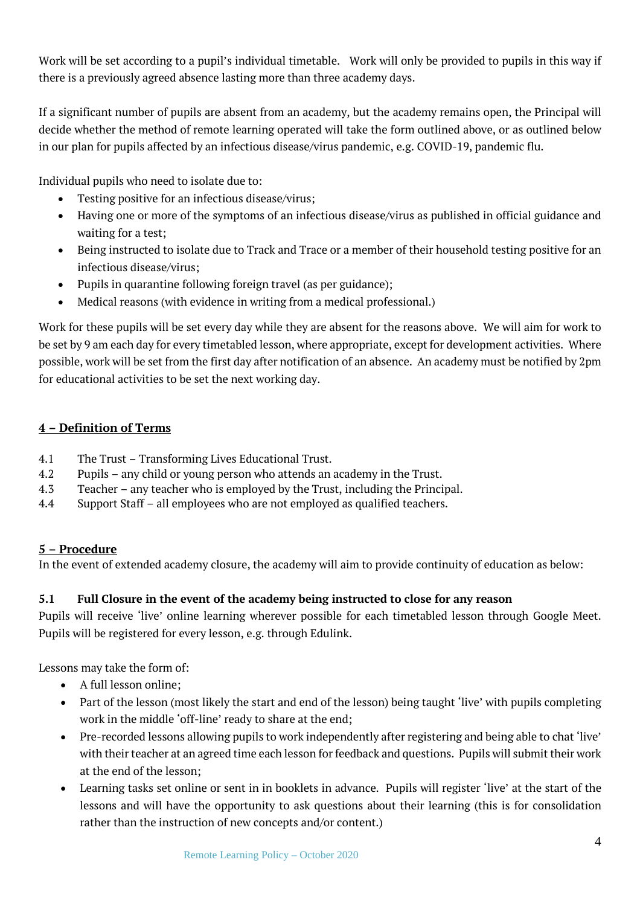Work will be set according to a pupil's individual timetable. Work will only be provided to pupils in this way if there is a previously agreed absence lasting more than three academy days.

If a significant number of pupils are absent from an academy, but the academy remains open, the Principal will decide whether the method of remote learning operated will take the form outlined above, or as outlined below in our plan for pupils affected by an infectious disease/virus pandemic, e.g. COVID-19, pandemic flu.

Individual pupils who need to isolate due to:

- Testing positive for an infectious disease/virus;
- Having one or more of the symptoms of an infectious disease/virus as published in official guidance and waiting for a test;
- Being instructed to isolate due to Track and Trace or a member of their household testing positive for an infectious disease/virus;
- Pupils in quarantine following foreign travel (as per guidance);
- Medical reasons (with evidence in writing from a medical professional.)

Work for these pupils will be set every day while they are absent for the reasons above. We will aim for work to be set by 9 am each day for every timetabled lesson, where appropriate, except for development activities. Where possible, work will be set from the first day after notification of an absence. An academy must be notified by 2pm for educational activities to be set the next working day.

## 4 – Definition of Terms

4.1 The Trust – Transforming Lives Educational Trust.

4.2 Pupils – any child or young person who attends an academy in the Trust.

4.3 Teacher – any teacher who is employed by the Trust, including the Principal.

4.4 Support Staff – all employees who are not employed as qualified teachers.

## 5 – Procedure

In the event of extended academy closure, the academy will aim to provide continuity of education as below:

### 5.1 Full Closure in the event of the academy being instructed to close for any reason

Pupils will receive 'live' online learning wherever possible for each timetabled lesson through Google Meet. Pupils will be registered for every lesson, e.g. through Edulink.

Lessons may take the form of:

- A full lesson online;
- Part of the lesson (most likely the start and end of the lesson) being taught 'live' with pupils completing work in the middle 'off-line' ready to share at the end;
- Pre-recorded lessons allowing pupils to work independently after registering and being able to chat 'live' with their teacher at an agreed time each lesson for feedback and questions. Pupils will submit their work at the end of the lesson;
- Learning tasks set online or sent in in booklets in advance. Pupils will register 'live' at the start of the lessons and will have the opportunity to ask questions about their learning (this is for consolidation rather than the instruction of new concepts and/or content.)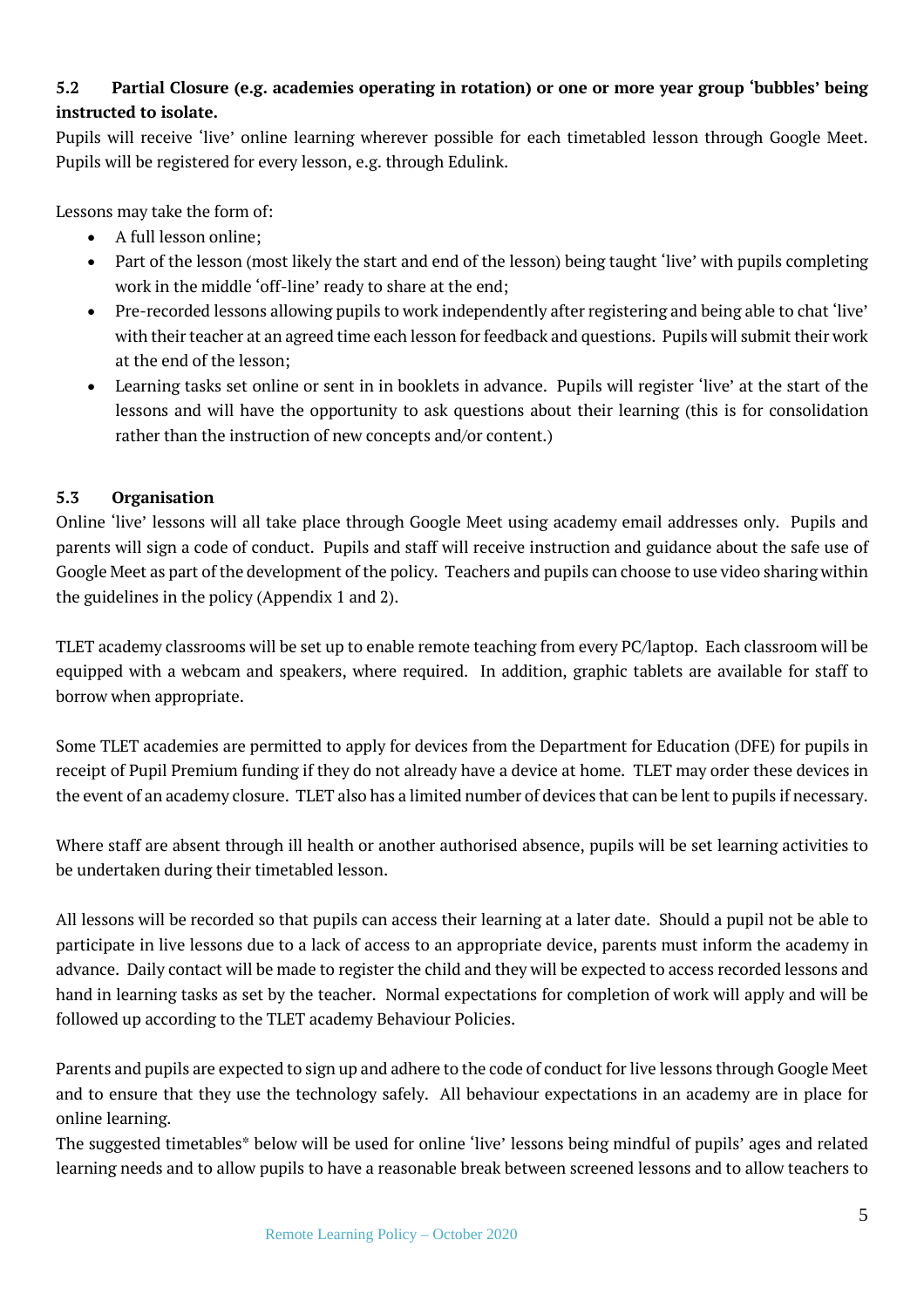### 5.2 Partial Closure (e.g. academies operating in rotation) or one or more year group 'bubbles' being instructed to isolate.

Pupils will receive 'live' online learning wherever possible for each timetabled lesson through Google Meet. Pupils will be registered for every lesson, e.g. through Edulink.

Lessons may take the form of:

- A full lesson online;
- Part of the lesson (most likely the start and end of the lesson) being taught 'live' with pupils completing work in the middle 'off-line' ready to share at the end;
- Pre-recorded lessons allowing pupils to work independently after registering and being able to chat 'live' with their teacher at an agreed time each lesson for feedback and questions. Pupils will submit their work at the end of the lesson;
- Learning tasks set online or sent in in booklets in advance. Pupils will register 'live' at the start of the lessons and will have the opportunity to ask questions about their learning (this is for consolidation rather than the instruction of new concepts and/or content.)

### 5.3 Organisation

Online 'live' lessons will all take place through Google Meet using academy email addresses only. Pupils and parents will sign a code of conduct. Pupils and staff will receive instruction and guidance about the safe use of Google Meet as part of the development of the policy. Teachers and pupils can choose to use video sharing within the guidelines in the policy (Appendix 1 and 2).

TLET academy classrooms will be set up to enable remote teaching from every PC/laptop. Each classroom will be equipped with a webcam and speakers, where required. In addition, graphic tablets are available for staff to borrow when appropriate.

Some TLET academies are permitted to apply for devices from the Department for Education (DFE) for pupils in receipt of Pupil Premium funding if they do not already have a device at home. TLET may order these devices in the event of an academy closure. TLET also has a limited number of devices that can be lent to pupils if necessary.

Where staff are absent through ill health or another authorised absence, pupils will be set learning activities to be undertaken during their timetabled lesson.

All lessons will be recorded so that pupils can access their learning at a later date. Should a pupil not be able to participate in live lessons due to a lack of access to an appropriate device, parents must inform the academy in advance. Daily contact will be made to register the child and they will be expected to access recorded lessons and hand in learning tasks as set by the teacher. Normal expectations for completion of work will apply and will be followed up according to the TLET academy Behaviour Policies.

Parents and pupils are expected to sign up and adhere to the code of conduct for live lessons through Google Meet and to ensure that they use the technology safely. All behaviour expectations in an academy are in place for online learning.

The suggested timetables* below will be used for online 'live' lessons being mindful of pupils' ages and related learning needs and to allow pupils to have a reasonable break between screened lessons and to allow teachers to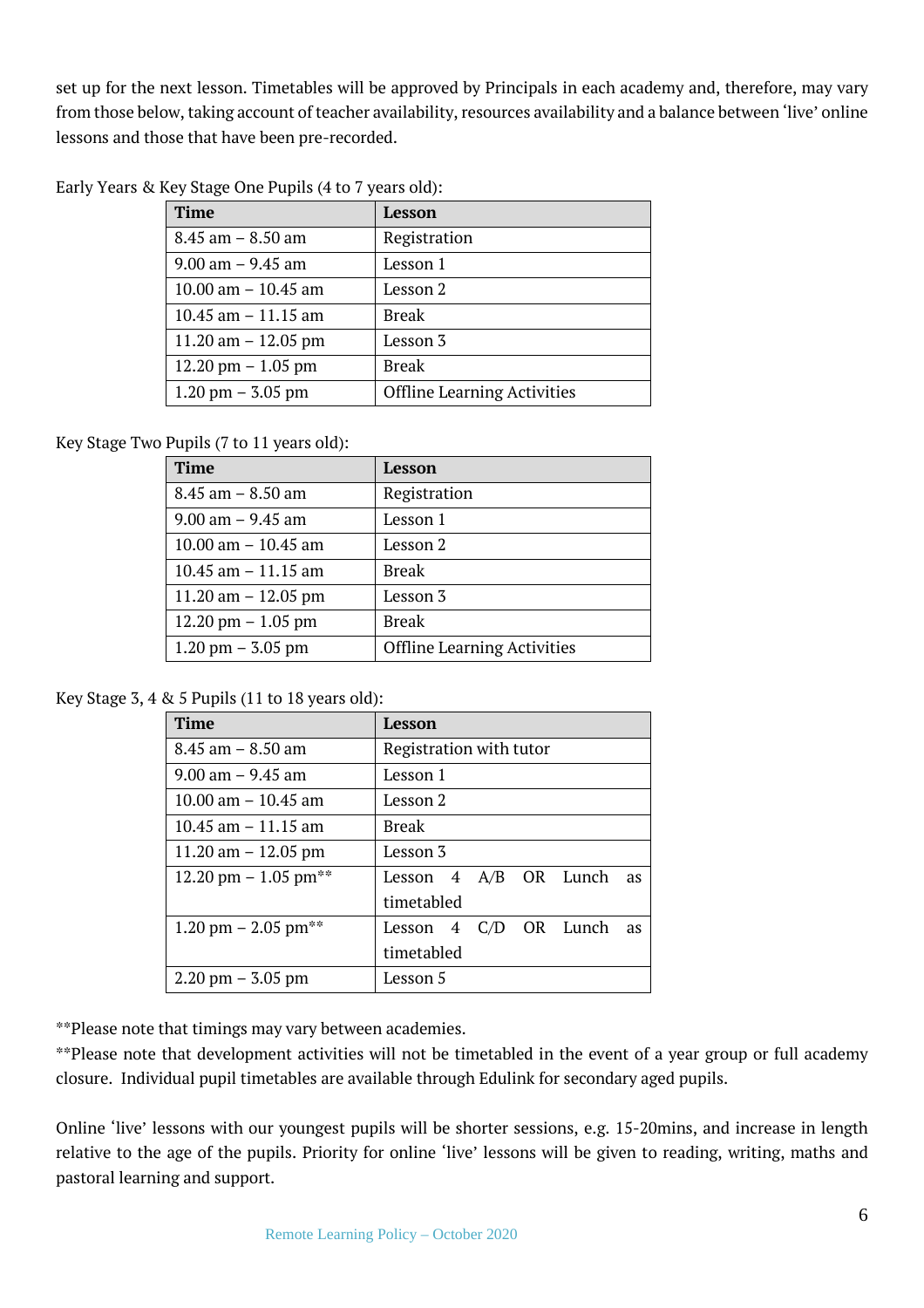set up for the next lesson. Timetables will be approved by Principals in each academy and, therefore, may vary from those below, taking account of teacher availability, resources availability and a balance between 'live' online lessons and those that have been pre-recorded.

Early Years & Key Stage One Pupils (4 to 7 years old):

| Time | Lesson |
|---|---|
| 8.45 am – 8.50 am | Registration |
| 9.00 am – 9.45 am | Lesson 1 |
| 10.00 am – 10.45 am | Lesson 2 |
| 10.45 am – 11.15 am | Break |
| 11.20 am – 12.05 pm | Lesson 3 |
| 12.20 pm – 1.05 pm | Break |
| 1.20 pm – 3.05 pm | Offline Learning Activities |

Key Stage Two Pupils (7 to 11 years old):

| Time | Lesson |
|---|---|
| 8.45 am – 8.50 am | Registration |
| 9.00 am – 9.45 am | Lesson 1 |
| 10.00 am – 10.45 am | Lesson 2 |
| 10.45 am – 11.15 am | Break |
| 11.20 am – 12.05 pm | Lesson 3 |
| 12.20 pm – 1.05 pm | Break |
| 1.20 pm – 3.05 pm | Offline Learning Activities |

Key Stage 3, 4 & 5 Pupils (11 to 18 years old):

| Time | Lesson |
|---|---|
| 8.45 am – 8.50 am | Registration with tutor |
| 9.00 am – 9.45 am | Lesson 1 |
| 10.00 am – 10.45 am | Lesson 2 |
| 10.45 am – 11.15 am | Break |
| 11.20 am – 12.05 pm | Lesson 3 |
| 12.20 pm – 1.05 pm** | Lesson 4 A/B OR Lunch as timetabled |
| 1.20 pm – 2.05 pm** | Lesson 4 C/D OR Lunch as timetabled |
| 2.20 pm – 3.05 pm | Lesson 5 |

**Please note that timings may vary between academies.
**Please note that development activities will not be timetabled in the event of a year group or full academy closure. Individual pupil timetables are available through Edulink for secondary aged pupils.

Online 'live' lessons with our youngest pupils will be shorter sessions, e.g. 15-20mins, and increase in length relative to the age of the pupils. Priority for online 'live' lessons will be given to reading, writing, maths and pastoral learning and support.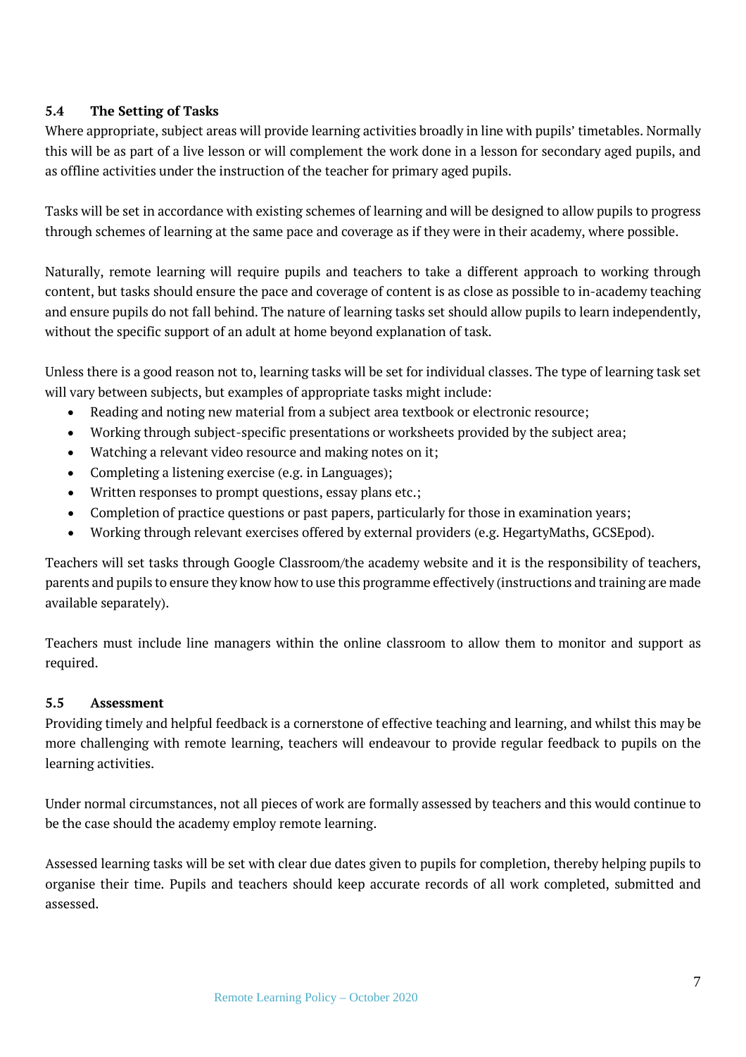### 5.4 The Setting of Tasks

Where appropriate, subject areas will provide learning activities broadly in line with pupils' timetables. Normally this will be as part of a live lesson or will complement the work done in a lesson for secondary aged pupils, and as offline activities under the instruction of the teacher for primary aged pupils.

Tasks will be set in accordance with existing schemes of learning and will be designed to allow pupils to progress through schemes of learning at the same pace and coverage as if they were in their academy, where possible.

Naturally, remote learning will require pupils and teachers to take a different approach to working through content, but tasks should ensure the pace and coverage of content is as close as possible to in-academy teaching and ensure pupils do not fall behind. The nature of learning tasks set should allow pupils to learn independently, without the specific support of an adult at home beyond explanation of task.

Unless there is a good reason not to, learning tasks will be set for individual classes. The type of learning task set will vary between subjects, but examples of appropriate tasks might include:

- Reading and noting new material from a subject area textbook or electronic resource;
- Working through subject-specific presentations or worksheets provided by the subject area;
- Watching a relevant video resource and making notes on it;
- Completing a listening exercise (e.g. in Languages);
- Written responses to prompt questions, essay plans etc.;
- Completion of practice questions or past papers, particularly for those in examination years;
- Working through relevant exercises offered by external providers (e.g. HegartyMaths, GCSEpod).

Teachers will set tasks through Google Classroom/the academy website and it is the responsibility of teachers, parents and pupils to ensure they know how to use this programme effectively (instructions and training are made available separately).

Teachers must include line managers within the online classroom to allow them to monitor and support as required.

### 5.5 Assessment

Providing timely and helpful feedback is a cornerstone of effective teaching and learning, and whilst this may be more challenging with remote learning, teachers will endeavour to provide regular feedback to pupils on the learning activities.

Under normal circumstances, not all pieces of work are formally assessed by teachers and this would continue to be the case should the academy employ remote learning.

Assessed learning tasks will be set with clear due dates given to pupils for completion, thereby helping pupils to organise their time. Pupils and teachers should keep accurate records of all work completed, submitted and assessed.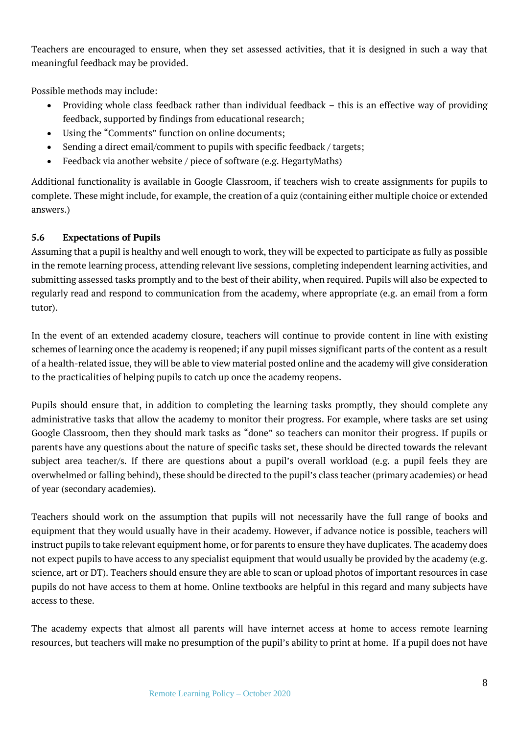Teachers are encouraged to ensure, when they set assessed activities, that it is designed in such a way that meaningful feedback may be provided.

Possible methods may include:

- Providing whole class feedback rather than individual feedback – this is an effective way of providing feedback, supported by findings from educational research;
- Using the "Comments" function on online documents;
- Sending a direct email/comment to pupils with specific feedback / targets;
- Feedback via another website / piece of software (e.g. HegartyMaths)

Additional functionality is available in Google Classroom, if teachers wish to create assignments for pupils to complete. These might include, for example, the creation of a quiz (containing either multiple choice or extended answers.)

### 5.6 Expectations of Pupils

Assuming that a pupil is healthy and well enough to work, they will be expected to participate as fully as possible in the remote learning process, attending relevant live sessions, completing independent learning activities, and submitting assessed tasks promptly and to the best of their ability, when required. Pupils will also be expected to regularly read and respond to communication from the academy, where appropriate (e.g. an email from a form tutor).

In the event of an extended academy closure, teachers will continue to provide content in line with existing schemes of learning once the academy is reopened; if any pupil misses significant parts of the content as a result of a health-related issue, they will be able to view material posted online and the academy will give consideration to the practicalities of helping pupils to catch up once the academy reopens.

Pupils should ensure that, in addition to completing the learning tasks promptly, they should complete any administrative tasks that allow the academy to monitor their progress. For example, where tasks are set using Google Classroom, then they should mark tasks as "done" so teachers can monitor their progress. If pupils or parents have any questions about the nature of specific tasks set, these should be directed towards the relevant subject area teacher/s. If there are questions about a pupil's overall workload (e.g. a pupil feels they are overwhelmed or falling behind), these should be directed to the pupil's class teacher (primary academies) or head of year (secondary academies).

Teachers should work on the assumption that pupils will not necessarily have the full range of books and equipment that they would usually have in their academy. However, if advance notice is possible, teachers will instruct pupils to take relevant equipment home, or for parents to ensure they have duplicates. The academy does not expect pupils to have access to any specialist equipment that would usually be provided by the academy (e.g. science, art or DT). Teachers should ensure they are able to scan or upload photos of important resources in case pupils do not have access to them at home. Online textbooks are helpful in this regard and many subjects have access to these.

The academy expects that almost all parents will have internet access at home to access remote learning resources, but teachers will make no presumption of the pupil's ability to print at home. If a pupil does not have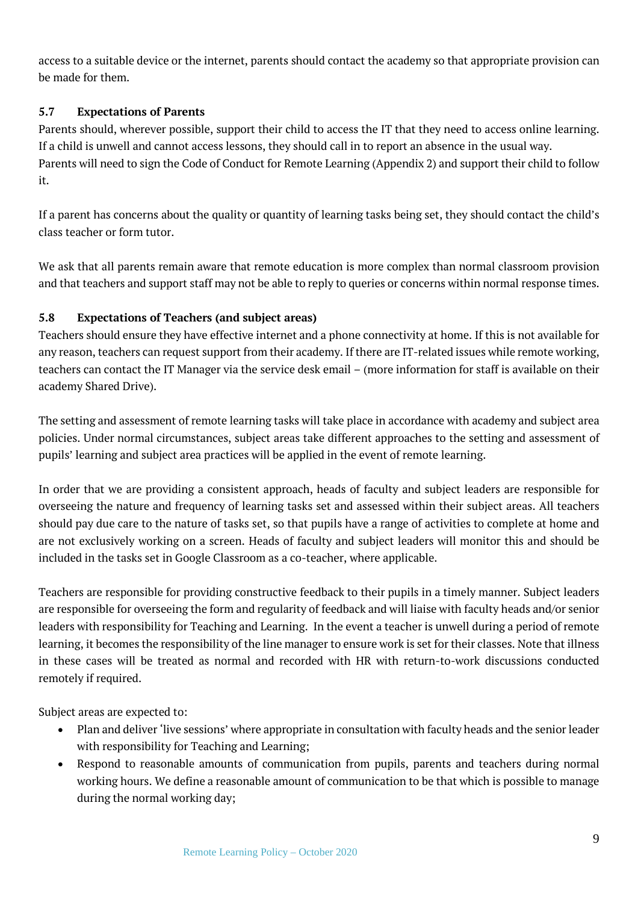access to a suitable device or the internet, parents should contact the academy so that appropriate provision can be made for them.

### 5.7 Expectations of Parents

Parents should, wherever possible, support their child to access the IT that they need to access online learning. If a child is unwell and cannot access lessons, they should call in to report an absence in the usual way. Parents will need to sign the Code of Conduct for Remote Learning (Appendix 2) and support their child to follow it.

If a parent has concerns about the quality or quantity of learning tasks being set, they should contact the child's class teacher or form tutor.

We ask that all parents remain aware that remote education is more complex than normal classroom provision and that teachers and support staff may not be able to reply to queries or concerns within normal response times.

### 5.8 Expectations of Teachers (and subject areas)

Teachers should ensure they have effective internet and a phone connectivity at home. If this is not available for any reason, teachers can request support from their academy. If there are IT-related issues while remote working, teachers can contact the IT Manager via the service desk email – (more information for staff is available on their academy Shared Drive).

The setting and assessment of remote learning tasks will take place in accordance with academy and subject area policies. Under normal circumstances, subject areas take different approaches to the setting and assessment of pupils' learning and subject area practices will be applied in the event of remote learning.

In order that we are providing a consistent approach, heads of faculty and subject leaders are responsible for overseeing the nature and frequency of learning tasks set and assessed within their subject areas. All teachers should pay due care to the nature of tasks set, so that pupils have a range of activities to complete at home and are not exclusively working on a screen. Heads of faculty and subject leaders will monitor this and should be included in the tasks set in Google Classroom as a co-teacher, where applicable.

Teachers are responsible for providing constructive feedback to their pupils in a timely manner. Subject leaders are responsible for overseeing the form and regularity of feedback and will liaise with faculty heads and/or senior leaders with responsibility for Teaching and Learning. In the event a teacher is unwell during a period of remote learning, it becomes the responsibility of the line manager to ensure work is set for their classes. Note that illness in these cases will be treated as normal and recorded with HR with return-to-work discussions conducted remotely if required.

Subject areas are expected to:

- Plan and deliver 'live sessions' where appropriate in consultation with faculty heads and the senior leader with responsibility for Teaching and Learning;
- Respond to reasonable amounts of communication from pupils, parents and teachers during normal working hours. We define a reasonable amount of communication to be that which is possible to manage during the normal working day;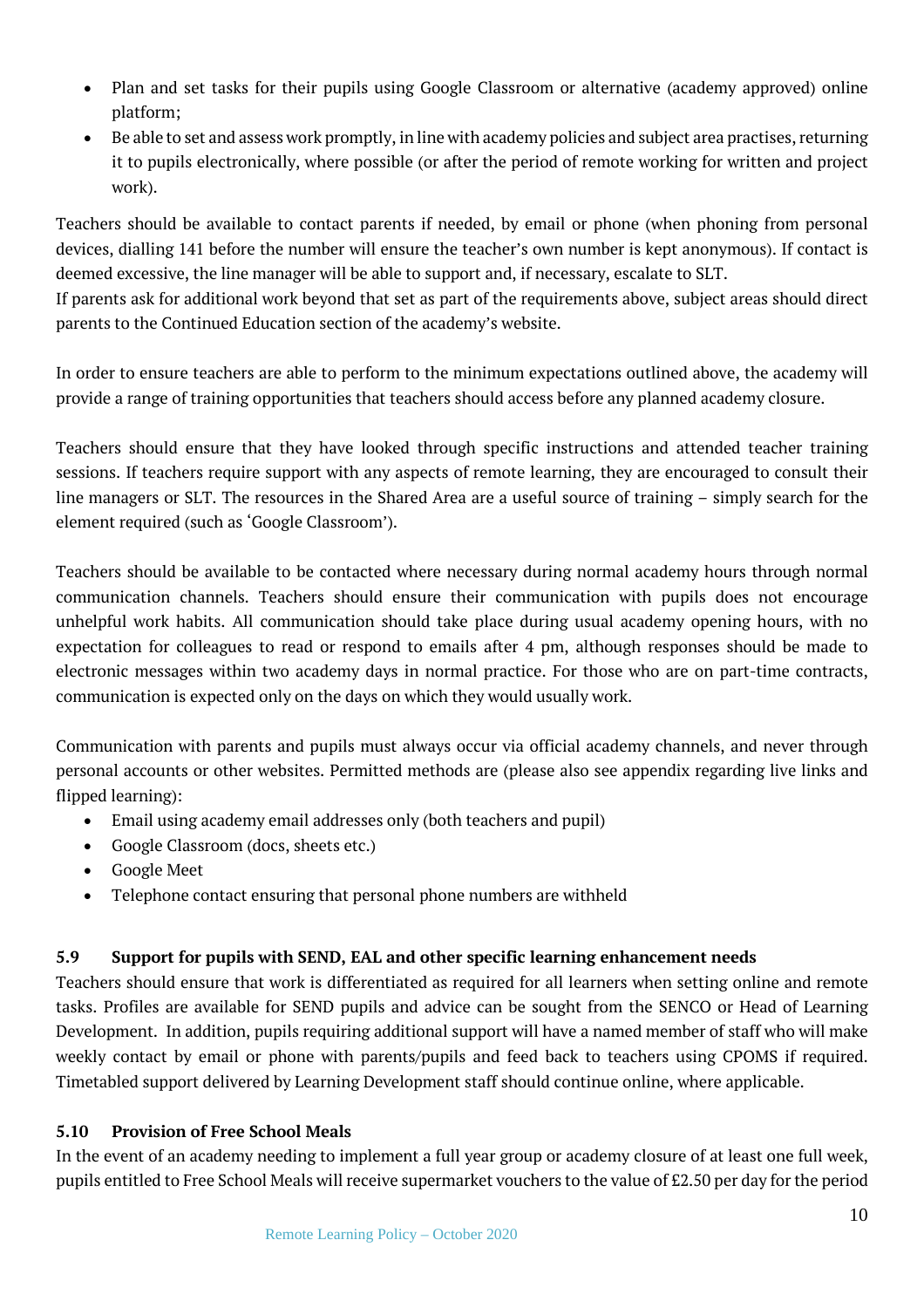- Plan and set tasks for their pupils using Google Classroom or alternative (academy approved) online platform;
- Be able to set and assess work promptly, in line with academy policies and subject area practises, returning it to pupils electronically, where possible (or after the period of remote working for written and project work).

Teachers should be available to contact parents if needed, by email or phone (when phoning from personal devices, dialling 141 before the number will ensure the teacher's own number is kept anonymous). If contact is deemed excessive, the line manager will be able to support and, if necessary, escalate to SLT.
If parents ask for additional work beyond that set as part of the requirements above, subject areas should direct parents to the Continued Education section of the academy's website.

In order to ensure teachers are able to perform to the minimum expectations outlined above, the academy will provide a range of training opportunities that teachers should access before any planned academy closure.

Teachers should ensure that they have looked through specific instructions and attended teacher training sessions. If teachers require support with any aspects of remote learning, they are encouraged to consult their line managers or SLT. The resources in the Shared Area are a useful source of training – simply search for the element required (such as 'Google Classroom').

Teachers should be available to be contacted where necessary during normal academy hours through normal communication channels. Teachers should ensure their communication with pupils does not encourage unhelpful work habits. All communication should take place during usual academy opening hours, with no expectation for colleagues to read or respond to emails after 4 pm, although responses should be made to electronic messages within two academy days in normal practice. For those who are on part-time contracts, communication is expected only on the days on which they would usually work.

Communication with parents and pupils must always occur via official academy channels, and never through personal accounts or other websites. Permitted methods are (please also see appendix regarding live links and flipped learning):

- Email using academy email addresses only (both teachers and pupil)
- Google Classroom (docs, sheets etc.)
- Google Meet
- Telephone contact ensuring that personal phone numbers are withheld

### 5.9 Support for pupils with SEND, EAL and other specific learning enhancement needs

Teachers should ensure that work is differentiated as required for all learners when setting online and remote tasks. Profiles are available for SEND pupils and advice can be sought from the SENCO or Head of Learning Development. In addition, pupils requiring additional support will have a named member of staff who will make weekly contact by email or phone with parents/pupils and feed back to teachers using CPOMS if required. Timetabled support delivered by Learning Development staff should continue online, where applicable.

### 5.10 Provision of Free School Meals

In the event of an academy needing to implement a full year group or academy closure of at least one full week, pupils entitled to Free School Meals will receive supermarket vouchers to the value of £2.50 per day for the period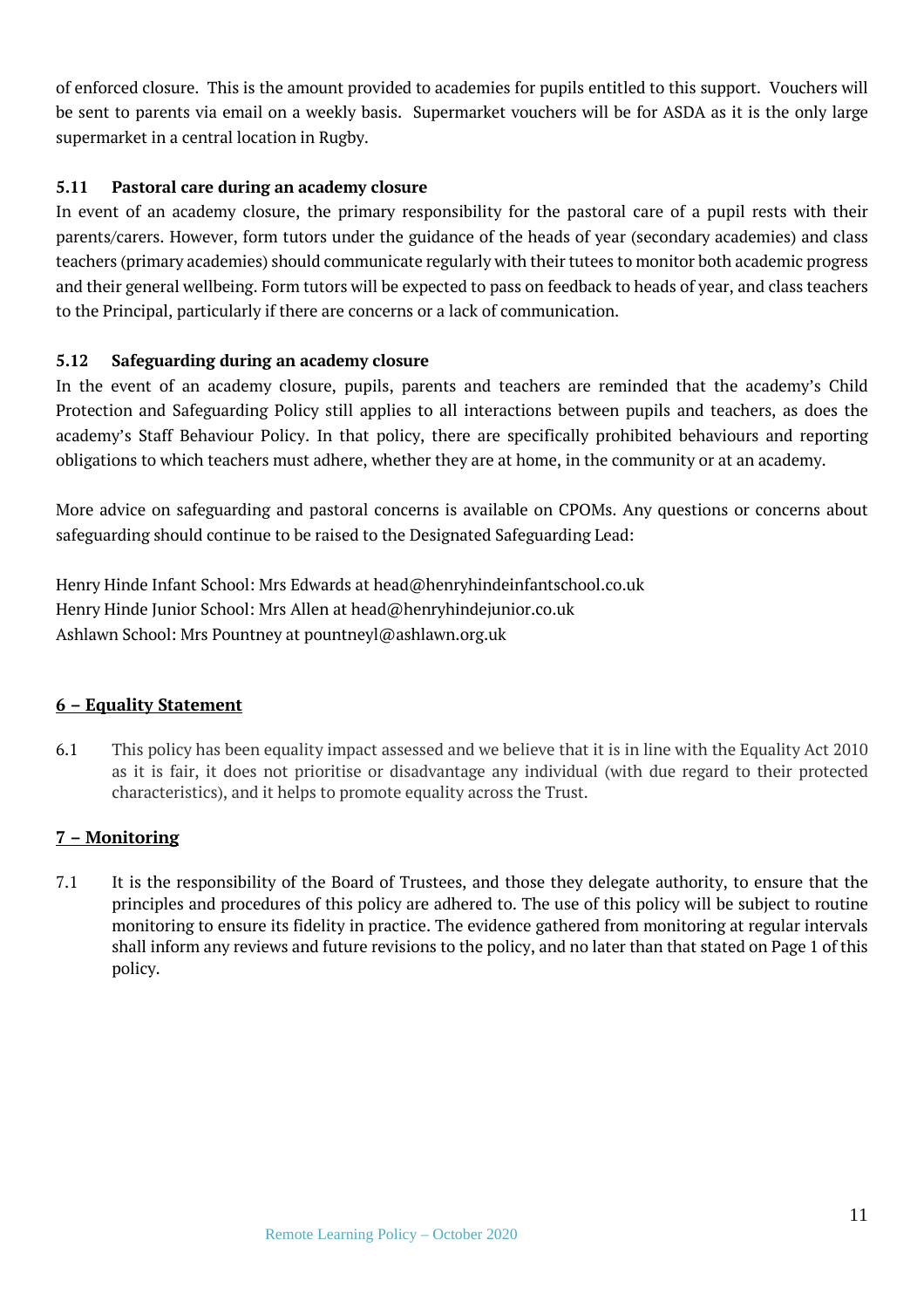of enforced closure. This is the amount provided to academies for pupils entitled to this support. Vouchers will be sent to parents via email on a weekly basis. Supermarket vouchers will be for ASDA as it is the only large supermarket in a central location in Rugby.

### 5.11 Pastoral care during an academy closure

In event of an academy closure, the primary responsibility for the pastoral care of a pupil rests with their parents/carers. However, form tutors under the guidance of the heads of year (secondary academies) and class teachers (primary academies) should communicate regularly with their tutees to monitor both academic progress and their general wellbeing. Form tutors will be expected to pass on feedback to heads of year, and class teachers to the Principal, particularly if there are concerns or a lack of communication.

### 5.12 Safeguarding during an academy closure

In the event of an academy closure, pupils, parents and teachers are reminded that the academy's Child Protection and Safeguarding Policy still applies to all interactions between pupils and teachers, as does the academy's Staff Behaviour Policy. In that policy, there are specifically prohibited behaviours and reporting obligations to which teachers must adhere, whether they are at home, in the community or at an academy.

More advice on safeguarding and pastoral concerns is available on CPOMs. Any questions or concerns about safeguarding should continue to be raised to the Designated Safeguarding Lead:

Henry Hinde Infant School: Mrs Edwards at head@henryhindeinfantschool.co.uk
Henry Hinde Junior School: Mrs Allen at head@henryhindejunior.co.uk
Ashlawn School: Mrs Pountney at pountneyl@ashlawn.org.uk

## 6 – Equality Statement

6.1 This policy has been equality impact assessed and we believe that it is in line with the Equality Act 2010 as it is fair, it does not prioritise or disadvantage any individual (with due regard to their protected characteristics), and it helps to promote equality across the Trust.

## 7 – Monitoring

7.1 It is the responsibility of the Board of Trustees, and those they delegate authority, to ensure that the principles and procedures of this policy are adhered to. The use of this policy will be subject to routine monitoring to ensure its fidelity in practice. The evidence gathered from monitoring at regular intervals shall inform any reviews and future revisions to the policy, and no later than that stated on Page 1 of this policy.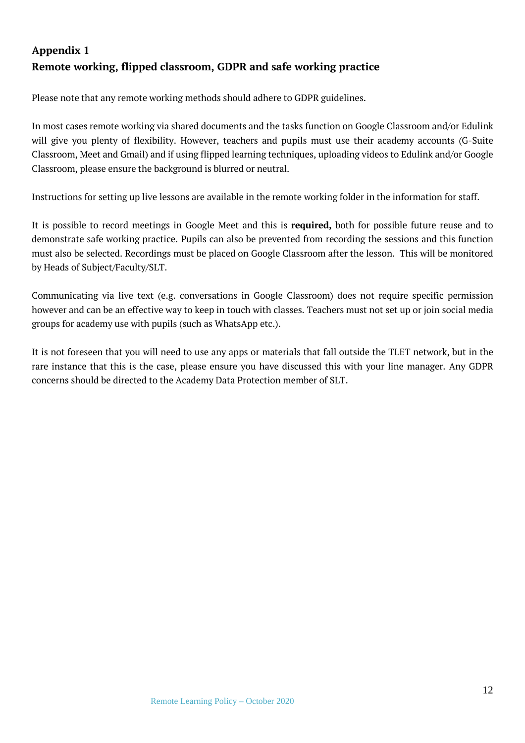## Appendix 1

## Remote working, flipped classroom, GDPR and safe working practice

Please note that any remote working methods should adhere to GDPR guidelines.

In most cases remote working via shared documents and the tasks function on Google Classroom and/or Edulink will give you plenty of flexibility. However, teachers and pupils must use their academy accounts (G-Suite Classroom, Meet and Gmail) and if using flipped learning techniques, uploading videos to Edulink and/or Google Classroom, please ensure the background is blurred or neutral.

Instructions for setting up live lessons are available in the remote working folder in the information for staff.

It is possible to record meetings in Google Meet and this is **required,** both for possible future reuse and to demonstrate safe working practice. Pupils can also be prevented from recording the sessions and this function must also be selected. Recordings must be placed on Google Classroom after the lesson. This will be monitored by Heads of Subject/Faculty/SLT.

Communicating via live text (e.g. conversations in Google Classroom) does not require specific permission however and can be an effective way to keep in touch with classes. Teachers must not set up or join social media groups for academy use with pupils (such as WhatsApp etc.).

It is not foreseen that you will need to use any apps or materials that fall outside the TLET network, but in the rare instance that this is the case, please ensure you have discussed this with your line manager. Any GDPR concerns should be directed to the Academy Data Protection member of SLT.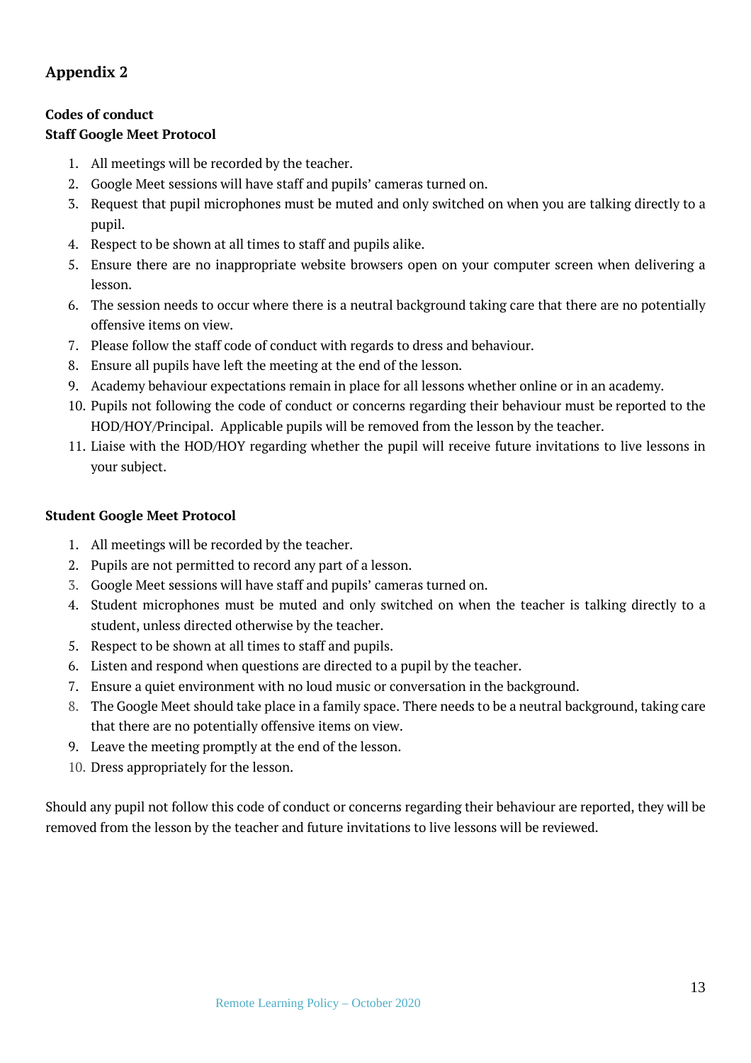## Appendix 2

**Codes of conduct**
**Staff Google Meet Protocol**

1. All meetings will be recorded by the teacher.
2. Google Meet sessions will have staff and pupils' cameras turned on.
3. Request that pupil microphones must be muted and only switched on when you are talking directly to a pupil.
4. Respect to be shown at all times to staff and pupils alike.
5. Ensure there are no inappropriate website browsers open on your computer screen when delivering a lesson.
6. The session needs to occur where there is a neutral background taking care that there are no potentially offensive items on view.
7. Please follow the staff code of conduct with regards to dress and behaviour.
8. Ensure all pupils have left the meeting at the end of the lesson.
9. Academy behaviour expectations remain in place for all lessons whether online or in an academy.
10. Pupils not following the code of conduct or concerns regarding their behaviour must be reported to the HOD/HOY/Principal. Applicable pupils will be removed from the lesson by the teacher.
11. Liaise with the HOD/HOY regarding whether the pupil will receive future invitations to live lessons in your subject.

**Student Google Meet Protocol**

1. All meetings will be recorded by the teacher.
2. Pupils are not permitted to record any part of a lesson.
3. Google Meet sessions will have staff and pupils' cameras turned on.
4. Student microphones must be muted and only switched on when the teacher is talking directly to a student, unless directed otherwise by the teacher.
5. Respect to be shown at all times to staff and pupils.
6. Listen and respond when questions are directed to a pupil by the teacher.
7. Ensure a quiet environment with no loud music or conversation in the background.
8. The Google Meet should take place in a family space. There needs to be a neutral background, taking care that there are no potentially offensive items on view.
9. Leave the meeting promptly at the end of the lesson.
10. Dress appropriately for the lesson.

Should any pupil not follow this code of conduct or concerns regarding their behaviour are reported, they will be removed from the lesson by the teacher and future invitations to live lessons will be reviewed.